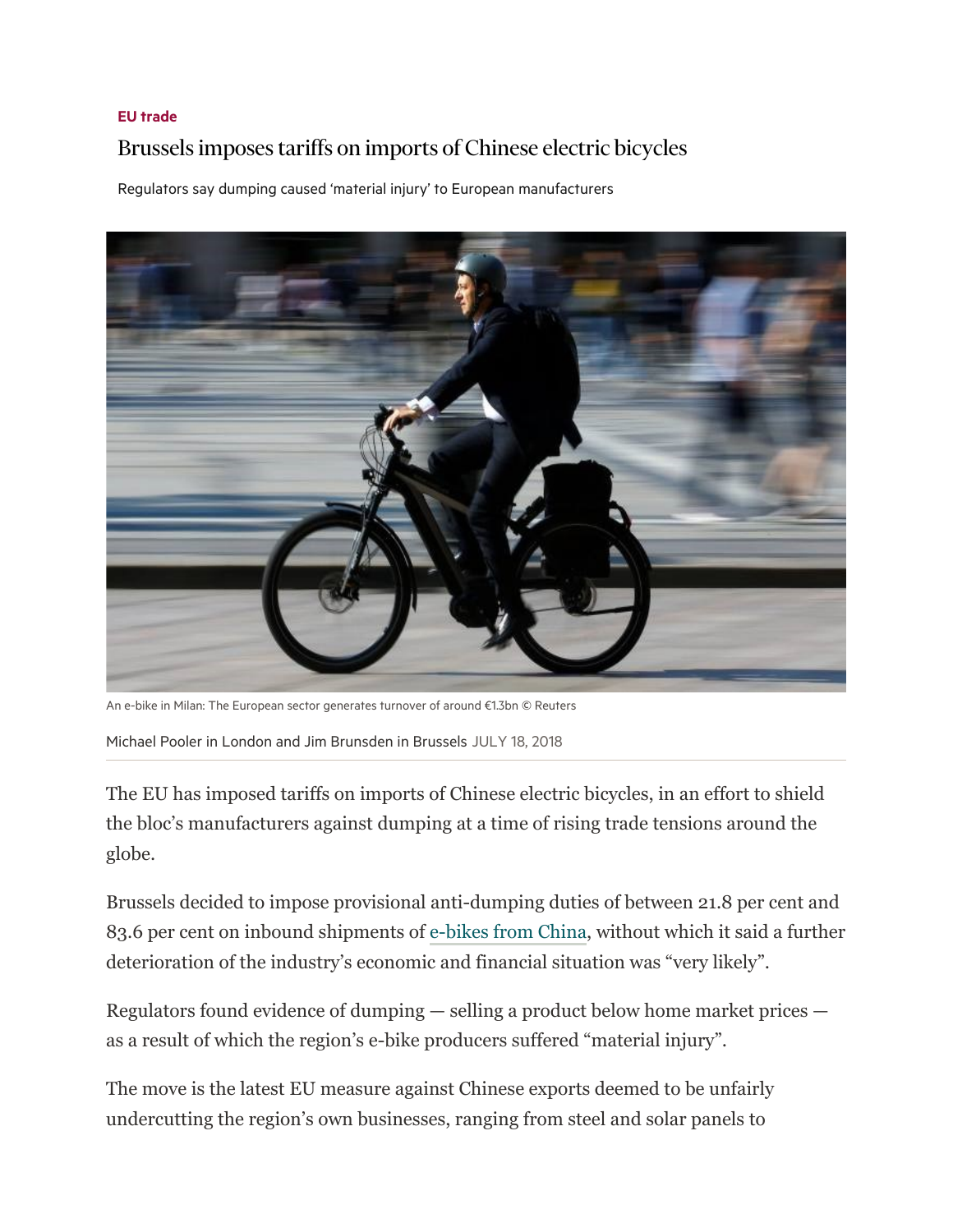EU trade

# Brussels imposes tariffs on imports of Chinese electric bicycles

Regulators say dumping caused 'material injury' to European manufacturers

An e-bike in Milan: The European sector generates turnover of around €1.3bn © Reuters

Michael Pooler in London and Jim Brunsden in Brussels JULY 18, 2018

The EU has imposed tariffs on imports of Chinese electric bicycles, in an effort to shield the bloc's manufacturers against dumping at a time of rising trade tensions around the globe.

Brussels decided to impose provisional anti-dumping duties of between 21.8 per cent and 83.6 per cent on inbound shipments of e-bikes from China, without which it said a further deterioration of the industry's economic and financial situation was "very likely".

Regulators found evidence of dumping — selling a product below home market prices — as a result of which the region's e-bike producers suffered "material injury".

The move is the latest EU measure against Chinese exports deemed to be unfairly undercutting the region's own businesses, ranging from steel and solar panels to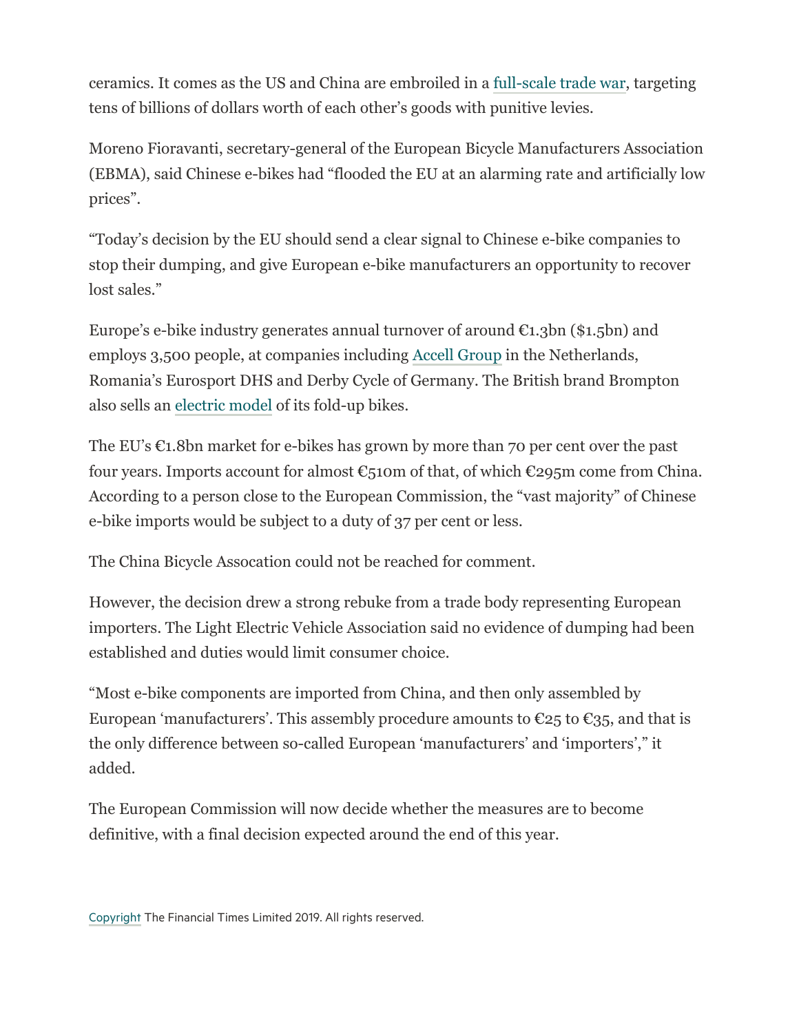ceramics. It comes as the US and China are embroiled in a full-scale trade war, targeting tens of billions of dollars worth of each other's goods with punitive levies.

Moreno Fioravanti, secretary-general of the European Bicycle Manufacturers Association (EBMA), said Chinese e-bikes had "flooded the EU at an alarming rate and artificially low prices".

"Today's decision by the EU should send a clear signal to Chinese e-bike companies to stop their dumping, and give European e-bike manufacturers an opportunity to recover lost sales."

Europe's e-bike industry generates annual turnover of around €1.3bn ($1.5bn) and employs 3,500 people, at companies including Accell Group in the Netherlands, Romania's Eurosport DHS and Derby Cycle of Germany. The British brand Brompton also sells an electric model of its fold-up bikes.

The EU's €1.8bn market for e-bikes has grown by more than 70 per cent over the past four years. Imports account for almost €510m of that, of which €295m come from China. According to a person close to the European Commission, the "vast majority" of Chinese e-bike imports would be subject to a duty of 37 per cent or less.

The China Bicycle Assocation could not be reached for comment.

However, the decision drew a strong rebuke from a trade body representing European importers. The Light Electric Vehicle Association said no evidence of dumping had been established and duties would limit consumer choice.

"Most e-bike components are imported from China, and then only assembled by European 'manufacturers'. This assembly procedure amounts to €25 to €35, and that is the only difference between so-called European 'manufacturers' and 'importers'," it added.

The European Commission will now decide whether the measures are to become definitive, with a final decision expected around the end of this year.

Copyright The Financial Times Limited 2019. All rights reserved.